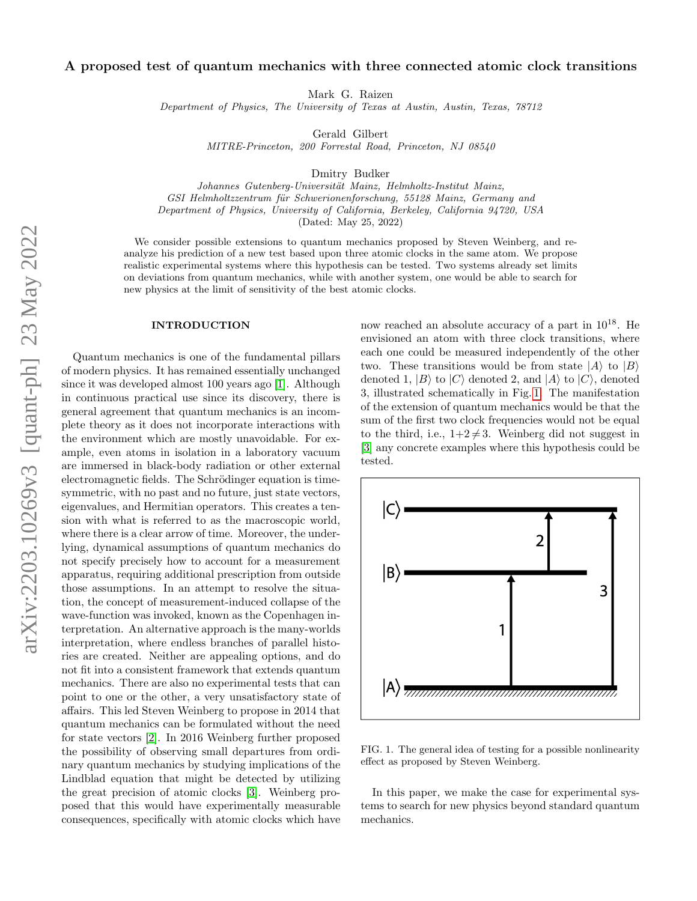# A proposed test of quantum mechanics with three connected atomic clock transitions

Mark G. Raizen
*Department of Physics, The University of Texas at Austin, Austin, Texas, 78712*

Gerald Gilbert
*MITRE-Princeton, 200 Forrestal Road, Princeton, NJ 08540*

Dmitry Budker
*Johannes Gutenberg-Universität Mainz, Helmholtz-Institut Mainz, GSI Helmholtzzentrum für Schwerionenforschung, 55128 Mainz, Germany and Department of Physics, University of California, Berkeley, California 94720, USA*

(Dated: May 25, 2022)

We consider possible extensions to quantum mechanics proposed by Steven Weinberg, and reanalyze his prediction of a new test based upon three atomic clocks in the same atom. We propose realistic experimental systems where this hypothesis can be tested. Two systems already set limits on deviations from quantum mechanics, while with another system, one would be able to search for new physics at the limit of sensitivity of the best atomic clocks.

## INTRODUCTION

Quantum mechanics is one of the fundamental pillars of modern physics. It has remained essentially unchanged since it was developed almost 100 years ago [1]. Although in continuous practical use since its discovery, there is general agreement that quantum mechanics is an incomplete theory as it does not incorporate interactions with the environment which are mostly unavoidable. For example, even atoms in isolation in a laboratory vacuum are immersed in black-body radiation or other external electromagnetic fields. The Schrödinger equation is time-symmetric, with no past and no future, just state vectors, eigenvalues, and Hermitian operators. This creates a tension with what is referred to as the macroscopic world, where there is a clear arrow of time. Moreover, the underlying, dynamical assumptions of quantum mechanics do not specify precisely how to account for a measurement apparatus, requiring additional prescription from outside those assumptions. In an attempt to resolve the situation, the concept of measurement-induced collapse of the wave-function was invoked, known as the Copenhagen interpretation. An alternative approach is the many-worlds interpretation, where endless branches of parallel histories are created. Neither are appealing options, and do not fit into a consistent framework that extends quantum mechanics. There are also no experimental tests that can point to one or the other, a very unsatisfactory state of affairs. This led Steven Weinberg to propose in 2014 that quantum mechanics can be formulated without the need for state vectors [2]. In 2016 Weinberg further proposed the possibility of observing small departures from ordinary quantum mechanics by studying implications of the Lindblad equation that might be detected by utilizing the great precision of atomic clocks [3]. Weinberg proposed that this would have experimentally measurable consequences, specifically with atomic clocks which have now reached an absolute accuracy of a part in $10^{18}$. He envisioned an atom with three clock transitions, where each one could be measured independently of the other two. These transitions would be from state $|A\rangle$ to $|B\rangle$ denoted 1, $|B\rangle$ to $|C\rangle$ denoted 2, and $|A\rangle$ to $|C\rangle$, denoted 3, illustrated schematically in Fig. 1. The manifestation of the extension of quantum mechanics would be that the sum of the first two clock frequencies would not be equal to the third, i.e., $1+2 \neq 3$. Weinberg did not suggest in [3] any concrete examples where this hypothesis could be tested.

FIG. 1. The general idea of testing for a possible nonlinearity effect as proposed by Steven Weinberg.

In this paper, we make the case for experimental systems to search for new physics beyond standard quantum mechanics.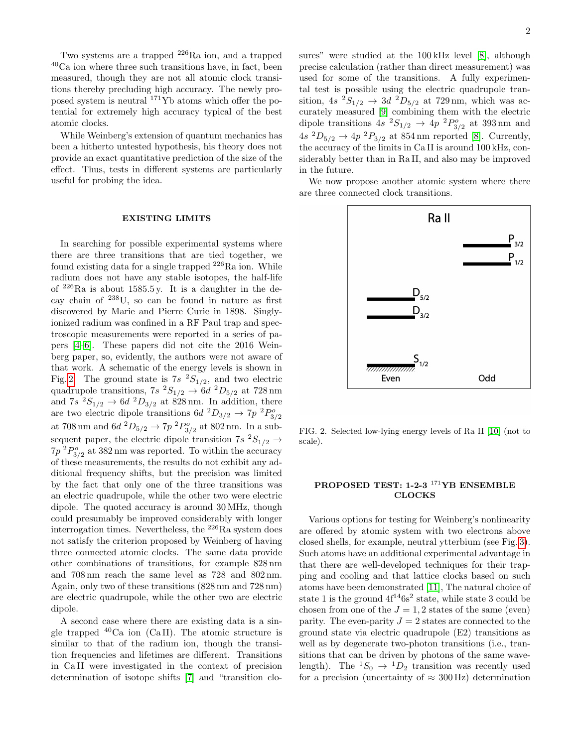Two systems are a trapped $^{226}$Ra ion, and a trapped $^{40}$Ca ion where three such transitions have, in fact, been measured, though they are not all atomic clock transitions thereby precluding high accuracy. The newly proposed system is neutral $^{171}$Yb atoms which offer the potential for extremely high accuracy typical of the best atomic clocks.

While Weinberg's extension of quantum mechanics has been a hitherto untested hypothesis, his theory does not provide an exact quantitative prediction of the size of the effect. Thus, tests in different systems are particularly useful for probing the idea.

## EXISTING LIMITS

In searching for possible experimental systems where there are three transitions that are tied together, we found existing data for a single trapped $^{226}$Ra ion. While radium does not have any stable isotopes, the half-life of $^{226}$Ra is about 1585.5 y. It is a daughter in the decay chain of $^{238}$U, so can be found in nature as first discovered by Marie and Pierre Curie in 1898. Singly-ionized radium was confined in a RF Paul trap and spectroscopic measurements were reported in a series of papers [4–6]. These papers did not cite the 2016 Weinberg paper, so, evidently, the authors were not aware of that work. A schematic of the energy levels is shown in Fig. 2. The ground state is $7s\ ^2S_{1/2}$, and two electric quadrupole transitions, $7s\ ^2S_{1/2} \rightarrow 6d\ ^2D_{5/2}$ at 728 nm and $7s\ ^2S_{1/2} \rightarrow 6d\ ^2D_{3/2}$ at 828 nm. In addition, there are two electric dipole transitions $6d\ ^2D_{3/2} \rightarrow 7p\ ^2P^o_{3/2}$ at 708 nm and $6d\ ^2D_{5/2} \rightarrow 7p\ ^2P^o_{3/2}$ at 802 nm. In a subsequent paper, the electric dipole transition $7s\ ^2S_{1/2} \rightarrow 7p\ ^2P^o_{3/2}$ at 382 nm was reported. To within the accuracy of these measurements, the results do not exhibit any additional frequency shifts, but the precision was limited by the fact that only one of the three transitions was an electric quadrupole, while the other two were electric dipole. The quoted accuracy is around 30 MHz, though could presumably be improved considerably with longer interrogation times. Nevertheless, the $^{226}$Ra system does not satisfy the criterion proposed by Weinberg of having three connected atomic clocks. The same data provide other combinations of transitions, for example 828 nm and 708 nm reach the same level as 728 and 802 nm. Again, only two of these transitions (828 nm and 728 nm) are electric quadrupole, while the other two are electric dipole.

A second case where there are existing data is a single trapped $^{40}$Ca ion (Ca II). The atomic structure is similar to that of the radium ion, though the transition frequencies and lifetimes are different. Transitions in Ca II were investigated in the context of precision determination of isotope shifts [7] and "transition closures" were studied at the 100 kHz level [8], although precise calculation (rather than direct measurement) was used for some of the transitions. A fully experimental test is possible using the electric quadrupole transition, $4s\ ^2S_{1/2} \rightarrow 3d\ ^2D_{5/2}$ at 729 nm, which was accurately measured [9] combining them with the electric dipole transitions $4s\ ^2S_{1/2} \rightarrow 4p\ ^2P^o_{3/2}$ at 393 nm and $4s\ ^2D_{5/2} \rightarrow 4p\ ^2P_{3/2}$ at 854 nm reported [8]. Currently, the accuracy of the limits in Ca II is around 100 kHz, considerably better than in Ra II, and also may be improved in the future.

We now propose another atomic system where there are three connected clock transitions.

FIG. 2. Selected low-lying energy levels of Ra II [10] (not to scale).

## PROPOSED TEST: 1-2-3 $^{171}$YB ENSEMBLE CLOCKS

Various options for testing for Weinberg's nonlinearity are offered by atomic system with two electrons above closed shells, for example, neutral ytterbium (see Fig. 3). Such atoms have an additional experimental advantage in that there are well-developed techniques for their trapping and cooling and that lattice clocks based on such atoms have been demonstrated [11], The natural choice of state 1 is the ground $4f^{14}6s^2$ state, while state 3 could be chosen from one of the $J = 1, 2$ states of the same (even) parity. The even-parity $J = 2$ states are connected to the ground state via electric quadrupole (E2) transitions as well as by degenerate two-photon transitions (i.e., transitions that can be driven by photons of the same wavelength). The $^1S_0 \rightarrow {}^1D_2$ transition was recently used for a precision (uncertainty of $\approx$ 300 Hz) determination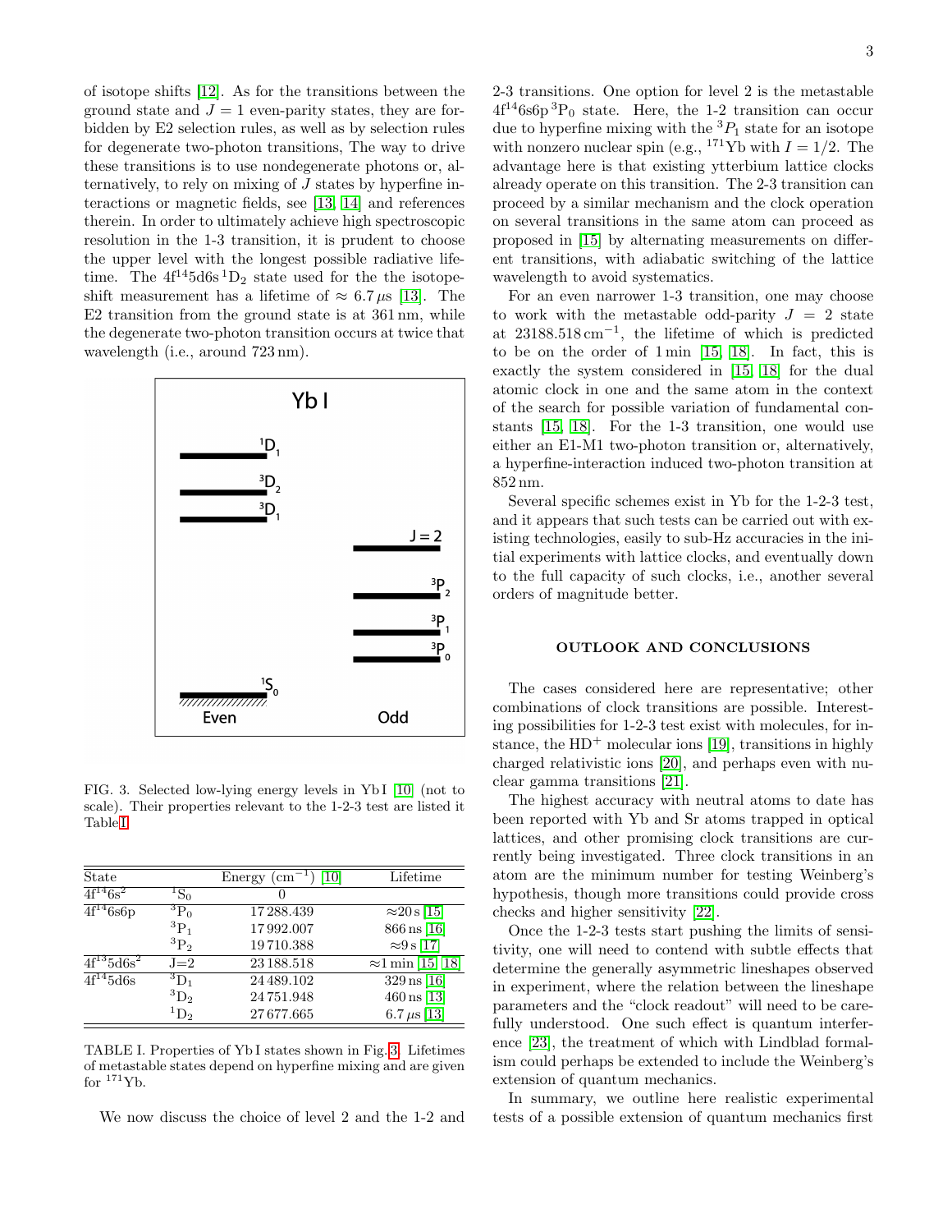of isotope shifts [12]. As for the transitions between the ground state and $J = 1$ even-parity states, they are forbidden by E2 selection rules, as well as by selection rules for degenerate two-photon transitions, The way to drive these transitions is to use nondegenerate photons or, alternatively, to rely on mixing of $J$ states by hyperfine interactions or magnetic fields, see [13, 14] and references therein. In order to ultimately achieve high spectroscopic resolution in the 1-3 transition, it is prudent to choose the upper level with the longest possible radiative lifetime. The $4f^{14}5d6s\,^1D_2$ state used for the the isotope-shift measurement has a lifetime of $\approx 6.7\,\mu$s [13]. The E2 transition from the ground state is at 361 nm, while the degenerate two-photon transition occurs at twice that wavelength (i.e., around 723 nm).

FIG. 3. Selected low-lying energy levels in Yb I [10] (not to scale). Their properties relevant to the 1-2-3 test are listed it Table I.

| State | | Energy (cm$^{-1}$) [10] | Lifetime |
|---|---|---|---|
| $4f^{14}6s^2$ | $^1S_0$ | 0 | |
| $4f^{14}6s6p$ | $^3P_0$ | 17 288.439 | ≈20 s [15] |
| | $^3P_1$ | 17 992.007 | 866 ns [16] |
| | $^3P_2$ | 19 710.388 | ≈9 s [17] |
| $4f^{13}5d6s^2$ | J=2 | 23 188.518 | ≈1 min [15, 18] |
| $4f^{14}5d6s$ | $^3D_1$ | 24 489.102 | 329 ns [16] |
| | $^3D_2$ | 24 751.948 | 460 ns [13] |
| | $^1D_2$ | 27 677.665 | 6.7 $\mu$s [13] |

TABLE I. Properties of Yb I states shown in Fig. 3. Lifetimes of metastable states depend on hyperfine mixing and are given for $^{171}$Yb.

We now discuss the choice of level 2 and the 1-2 and 2-3 transitions. One option for level 2 is the metastable $4f^{14}6s6p\,^3P_0$ state. Here, the 1-2 transition can occur due to hyperfine mixing with the $^3P_1$ state for an isotope with nonzero nuclear spin (e.g., $^{171}$Yb with $I = 1/2$. The advantage here is that existing ytterbium lattice clocks already operate on this transition. The 2-3 transition can proceed by a similar mechanism and the clock operation on several transitions in the same atom can proceed as proposed in [15] by alternating measurements on different transitions, with adiabatic switching of the lattice wavelength to avoid systematics.

For an even narrower 1-3 transition, one may choose to work with the metastable odd-parity $J = 2$ state at 23188.518 cm$^{-1}$, the lifetime of which is predicted to be on the order of 1 min [15, 18]. In fact, this is exactly the system considered in [15, 18] for the dual atomic clock in one and the same atom in the context of the search for possible variation of fundamental constants [15, 18]. For the 1-3 transition, one would use either an E1-M1 two-photon transition or, alternatively, a hyperfine-interaction induced two-photon transition at 852 nm.

Several specific schemes exist in Yb for the 1-2-3 test, and it appears that such tests can be carried out with existing technologies, easily to sub-Hz accuracies in the initial experiments with lattice clocks, and eventually down to the full capacity of such clocks, i.e., another several orders of magnitude better.

## OUTLOOK AND CONCLUSIONS

The cases considered here are representative; other combinations of clock transitions are possible. Interesting possibilities for 1-2-3 test exist with molecules, for instance, the HD$^+$ molecular ions [19], transitions in highly charged relativistic ions [20], and perhaps even with nuclear gamma transitions [21].

The highest accuracy with neutral atoms to date has been reported with Yb and Sr atoms trapped in optical lattices, and other promising clock transitions are currently being investigated. Three clock transitions in an atom are the minimum number for testing Weinberg's hypothesis, though more transitions could provide cross checks and higher sensitivity [22].

Once the 1-2-3 tests start pushing the limits of sensitivity, one will need to contend with subtle effects that determine the generally asymmetric lineshapes observed in experiment, where the relation between the lineshape parameters and the "clock readout" will need to be carefully understood. One such effect is quantum interference [23], the treatment of which with Lindblad formalism could perhaps be extended to include the Weinberg's extension of quantum mechanics.

In summary, we outline here realistic experimental tests of a possible extension of quantum mechanics first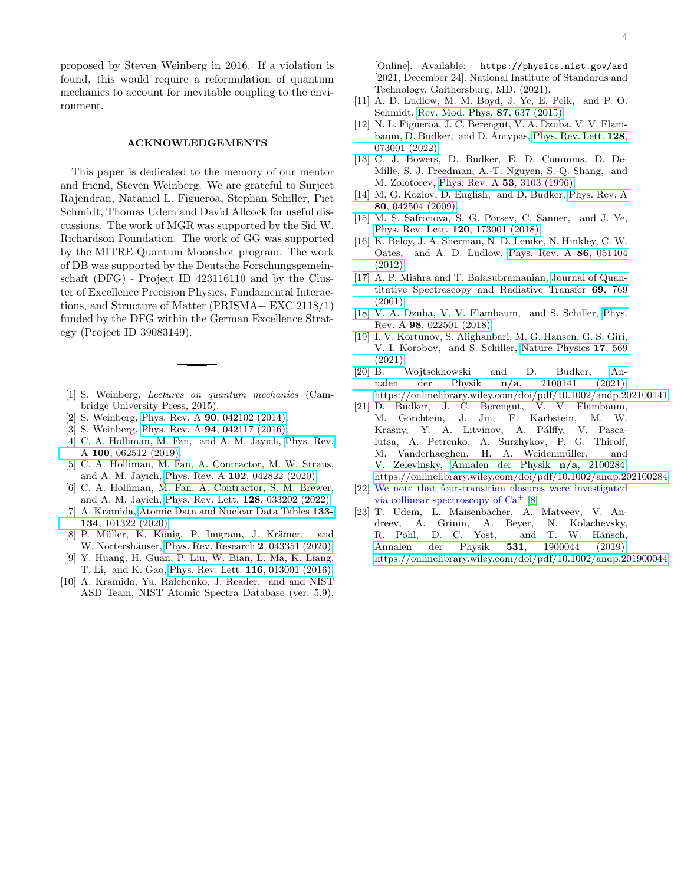proposed by Steven Weinberg in 2016. If a violation is found, this would require a reformulation of quantum mechanics to account for inevitable coupling to the environment.

## ACKNOWLEDGEMENTS

This paper is dedicated to the memory of our mentor and friend, Steven Weinberg. We are grateful to Surjeet Rajendran, Nataniel L. Figueroa, Stephan Schiller, Piet Schmidt, Thomas Udem and David Allcock for useful discussions. The work of MGR was supported by the Sid W. Richardson Foundation. The work of GG was supported by the MITRE Quantum Moonshot program. The work of DB was supported by the Deutsche Forschungsgemeinschaft (DFG) - Project ID 423116110 and by the Cluster of Excellence Precision Physics, Fundamental Interactions, and Structure of Matter (PRISMA+ EXC 2118/1) funded by the DFG within the German Excellence Strategy (Project ID 39083149).

---

[1] S. Weinberg, *Lectures on quantum mechanics* (Cambridge University Press, 2015).

[2] S. Weinberg, Phys. Rev. A **90**, 042102 (2014).

[3] S. Weinberg, Phys. Rev. A **94**, 042117 (2016).

[4] C. A. Holliman, M. Fan, and A. M. Jayich, Phys. Rev. A **100**, 062512 (2019).

[5] C. A. Holliman, M. Fan, A. Contractor, M. W. Straus, and A. M. Jayich, Phys. Rev. A **102**, 042822 (2020).

[6] C. A. Holliman, M. Fan, A. Contractor, S. M. Brewer, and A. M. Jayich, Phys. Rev. Lett. **128**, 033202 (2022).

[7] A. Kramida, Atomic Data and Nuclear Data Tables **133-134**, 101322 (2020).

[8] P. Müller, K. König, P. Imgram, J. Krämer, and W. Nörtershäuser, Phys. Rev. Research **2**, 043351 (2020).

[9] Y. Huang, H. Guan, P. Liu, W. Bian, L. Ma, K. Liang, T. Li, and K. Gao, Phys. Rev. Lett. **116**, 013001 (2016).

[10] A. Kramida, Yu. Ralchenko, J. Reader, and and NIST ASD Team, NIST Atomic Spectra Database (ver. 5.9), [Online]. Available: https://physics.nist.gov/asd [2021, December 24]. National Institute of Standards and Technology, Gaithersburg, MD. (2021).

[11] A. D. Ludlow, M. M. Boyd, J. Ye, E. Peik, and P. O. Schmidt, Rev. Mod. Phys. **87**, 637 (2015).

[12] N. L. Figueroa, J. C. Berengut, V. A. Dzuba, V. V. Flambaum, D. Budker, and D. Antypas, Phys. Rev. Lett. **128**, 073001 (2022).

[13] C. J. Bowers, D. Budker, E. D. Commins, D. DeMille, S. J. Freedman, A.-T. Nguyen, S.-Q. Shang, and M. Zolotorev, Phys. Rev. A **53**, 3103 (1996).

[14] M. G. Kozlov, D. English, and D. Budker, Phys. Rev. A **80**, 042504 (2009).

[15] M. S. Safronova, S. G. Porsev, C. Sanner, and J. Ye, Phys. Rev. Lett. **120**, 173001 (2018).

[16] K. Beloy, J. A. Sherman, N. D. Lemke, N. Hinkley, C. W. Oates, and A. D. Ludlow, Phys. Rev. A **86**, 051404 (2012).

[17] A. P. Mishra and T. Balasubramanian, Journal of Quantitative Spectroscopy and Radiative Transfer **69**, 769 (2001).

[18] V. A. Dzuba, V. V. Flambaum, and S. Schiller, Phys. Rev. A **98**, 022501 (2018).

[19] I. V. Kortunov, S. Alighanbari, M. G. Hansen, G. S. Giri, V. I. Korobov, and S. Schiller, Nature Physics **17**, 569 (2021).

[20] B. Wojtsekhowski and D. Budker, Annalen der Physik **n/a**, 2100141 (2021), https://onlinelibrary.wiley.com/doi/pdf/10.1002/andp.202100141.

[21] D. Budker, J. C. Berengut, V. V. Flambaum, M. Gorchtein, J. Jin, F. Karbstein, M. W. Krasny, Y. A. Litvinov, A. Pálffy, V. Pascalutsa, A. Petrenko, A. Surzhykov, P. G. Thirolf, M. Vanderhaeghen, H. A. Weidenmüller, and V. Zelevinsky, Annalen der Physik **n/a**, 2100284, https://onlinelibrary.wiley.com/doi/pdf/10.1002/andp.202100284.

[22] We note that four-transition closures were investigated via collinear spectroscopy of $Ca^+$ [8].

[23] T. Udem, L. Maisenbacher, A. Matveev, V. Andreev, A. Grinin, A. Beyer, N. Kolachevsky, R. Pohl, D. C. Yost, and T. W. Hänsch, Annalen der Physik **531**, 1900044 (2019), https://onlinelibrary.wiley.com/doi/pdf/10.1002/andp.201900044.